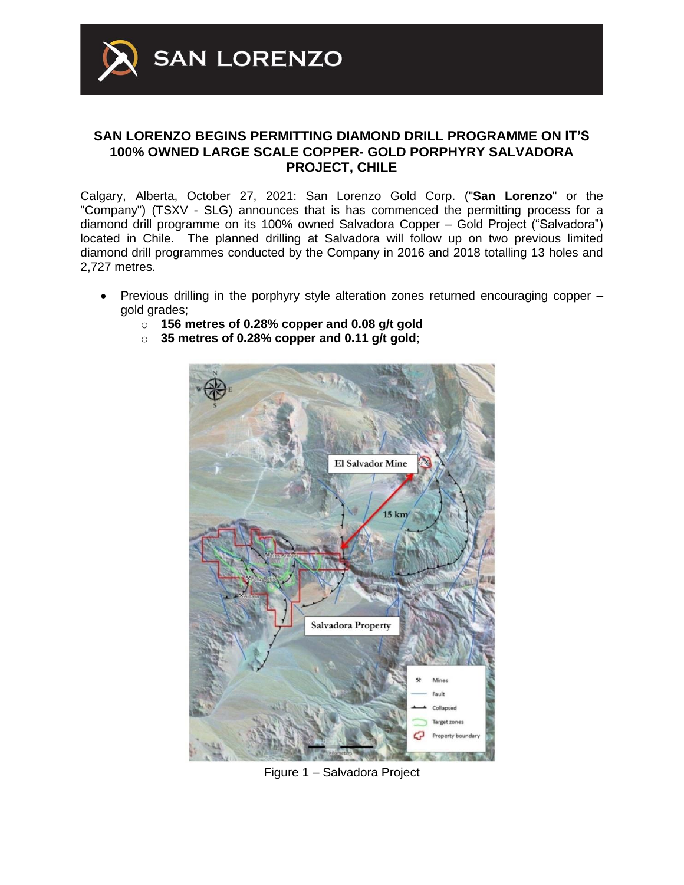# SAN LORENZO BEGINS PERMITTING DIAMOND DRILL PROGRAMME ON IT'S 100% OWNED LARGE SCALE COPPER- GOLD PORPHYRY SALVADORA PROJECT, CHILE

Calgary, Alberta, October 27, 2021: San Lorenzo Gold Corp. ("**San Lorenzo**" or the "Company") (TSXV - SLG) announces that is has commenced the permitting process for a diamond drill programme on its 100% owned Salvadora Copper – Gold Project ("Salvadora") located in Chile. The planned drilling at Salvadora will follow up on two previous limited diamond drill programmes conducted by the Company in 2016 and 2018 totalling 13 holes and 2,727 metres.

- Previous drilling in the porphyry style alteration zones returned encouraging copper – gold grades;
  - **156 metres of 0.28% copper and 0.08 g/t gold**
  - **35 metres of 0.28% copper and 0.11 g/t gold**;

Figure 1 – Salvadora Project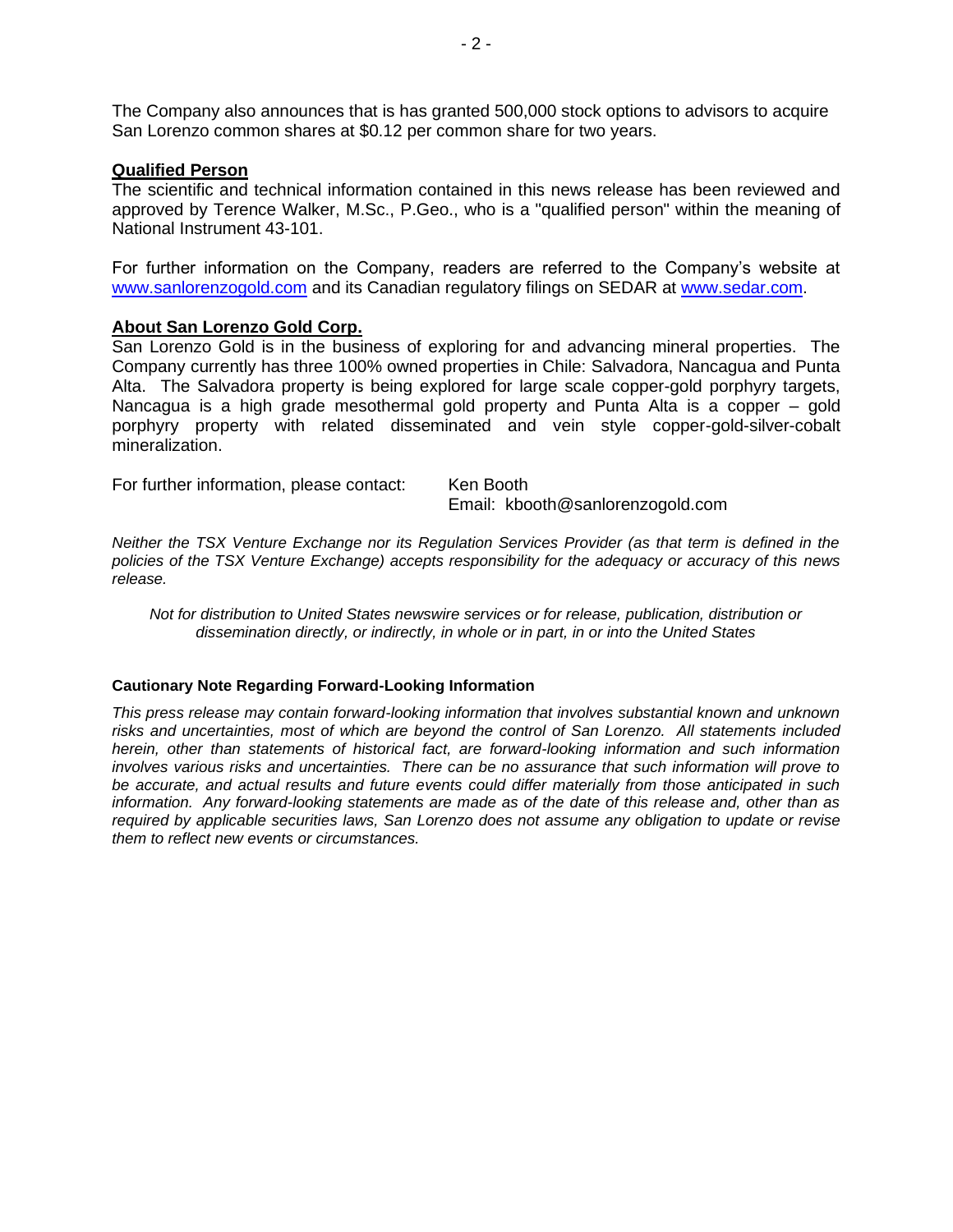The Company also announces that is has granted 500,000 stock options to advisors to acquire San Lorenzo common shares at $0.12 per common share for two years.

## Qualified Person

The scientific and technical information contained in this news release has been reviewed and approved by Terence Walker, M.Sc., P.Geo., who is a "qualified person" within the meaning of National Instrument 43-101.

For further information on the Company, readers are referred to the Company's website at [www.sanlorenzogold.com](http://www.sanlorenzogold.com) and its Canadian regulatory filings on SEDAR at [www.sedar.com](http://www.sedar.com).

## About San Lorenzo Gold Corp.

San Lorenzo Gold is in the business of exploring for and advancing mineral properties. The Company currently has three 100% owned properties in Chile: Salvadora, Nancagua and Punta Alta. The Salvadora property is being explored for large scale copper-gold porphyry targets, Nancagua is a high grade mesothermal gold property and Punta Alta is a copper – gold porphyry property with related disseminated and vein style copper-gold-silver-cobalt mineralization.

For further information, please contact: Ken Booth
Email: kbooth@sanlorenzogold.com

*Neither the TSX Venture Exchange nor its Regulation Services Provider (as that term is defined in the policies of the TSX Venture Exchange) accepts responsibility for the adequacy or accuracy of this news release.*

*Not for distribution to United States newswire services or for release, publication, distribution or dissemination directly, or indirectly, in whole or in part, in or into the United States*

**Cautionary Note Regarding Forward-Looking Information**

*This press release may contain forward-looking information that involves substantial known and unknown risks and uncertainties, most of which are beyond the control of San Lorenzo. All statements included herein, other than statements of historical fact, are forward-looking information and such information involves various risks and uncertainties. There can be no assurance that such information will prove to be accurate, and actual results and future events could differ materially from those anticipated in such information. Any forward-looking statements are made as of the date of this release and, other than as required by applicable securities laws, San Lorenzo does not assume any obligation to update or revise them to reflect new events or circumstances.*